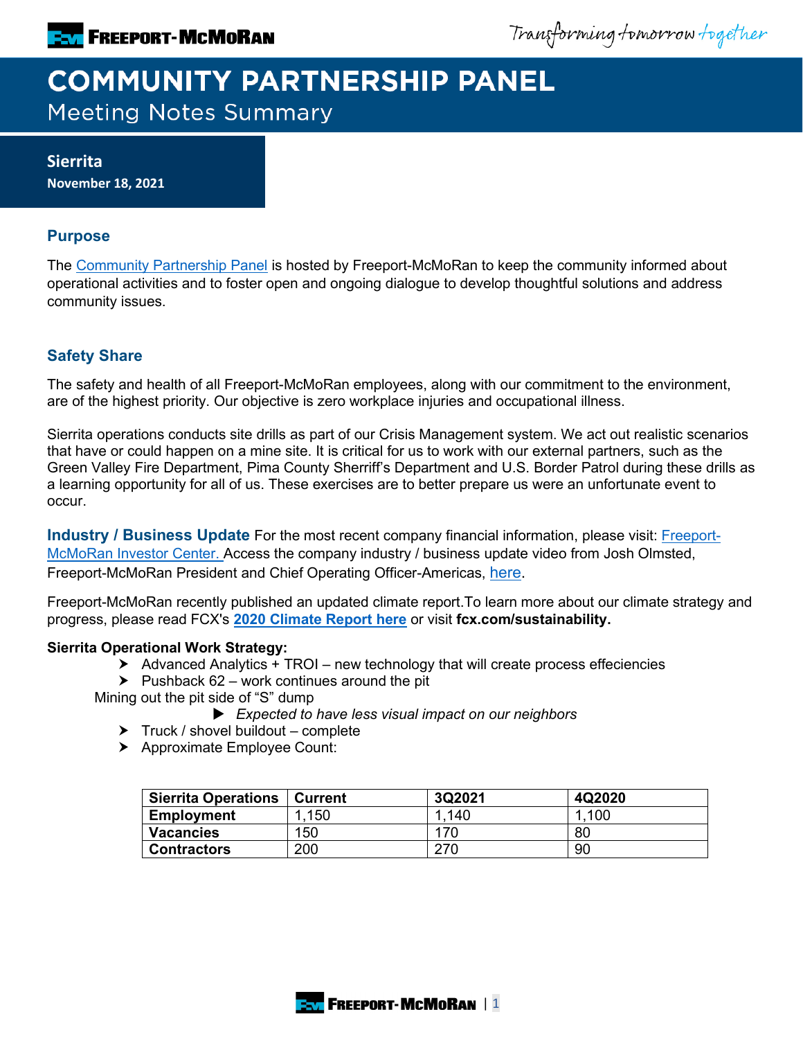# COMMUNITY PARTNERSHIP PANEL

Meeting Notes Summary

**Sierrita**

**November 18, 2021**

## Purpose

The Community Partnership Panel is hosted by Freeport-McMoRan to keep the community informed about operational activities and to foster open and ongoing dialogue to develop thoughtful solutions and address community issues.

## Safety Share

The safety and health of all Freeport-McMoRan employees, along with our commitment to the environment, are of the highest priority. Our objective is zero workplace injuries and occupational illness.

Sierrita operations conducts site drills as part of our Crisis Management system. We act out realistic scenarios that have or could happen on a mine site. It is critical for us to work with our external partners, such as the Green Valley Fire Department, Pima County Sherriff's Department and U.S. Border Patrol during these drills as a learning opportunity for all of us. These exercises are to better prepare us were an unfortunate event to occur.

**Industry / Business Update** For the most recent company financial information, please visit: Freeport-McMoRan Investor Center. Access the company industry / business update video from Josh Olmsted, Freeport-McMoRan President and Chief Operating Officer-Americas, here.

Freeport-McMoRan recently published an updated climate report.To learn more about our climate strategy and progress, please read FCX's **2020 Climate Report here** or visit **fcx.com/sustainability.**

**Sierrita Operational Work Strategy:**

- Advanced Analytics + TROI – new technology that will create process effeciencies
- Pushback 62 – work continues around the pit

Mining out the pit side of "S" dump

- *Expected to have less visual impact on our neighbors*

- Truck / shovel buildout – complete
- Approximate Employee Count:

| Sierrita Operations | Current | 3Q2021 | 4Q2020 |
|---|---|---|---|
| **Employment** | 1,150 | 1,140 | 1,100 |
| **Vacancies** | 150 | 170 | 80 |
| **Contractors** | 200 | 270 | 90 |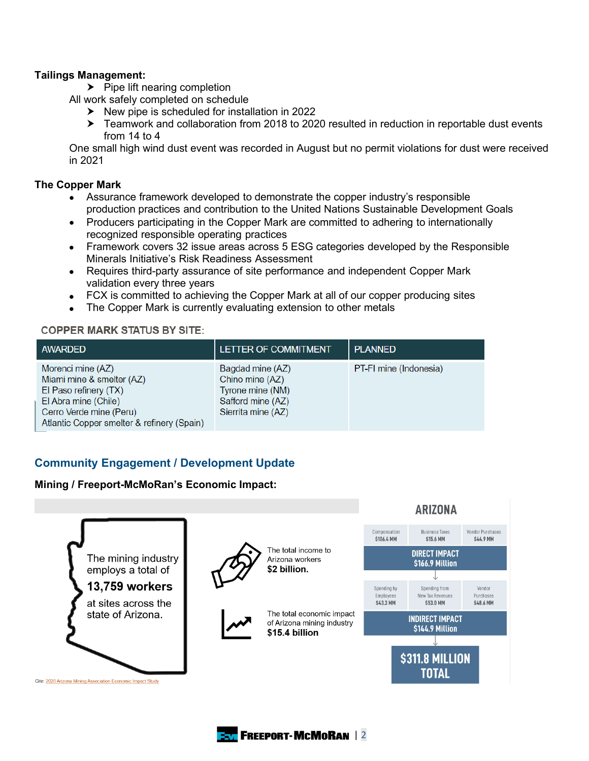**Tailings Management:**

- Pipe lift nearing completion

All work safely completed on schedule

- New pipe is scheduled for installation in 2022
- Teamwork and collaboration from 2018 to 2020 resulted in reduction in reportable dust events from 14 to 4

One small high wind dust event was recorded in August but no permit violations for dust were received in 2021

**The Copper Mark**

- Assurance framework developed to demonstrate the copper industry's responsible production practices and contribution to the United Nations Sustainable Development Goals
- Producers participating in the Copper Mark are committed to adhering to internationally recognized responsible operating practices
- Framework covers 32 issue areas across 5 ESG categories developed by the Responsible Minerals Initiative's Risk Readiness Assessment
- Requires third-party assurance of site performance and independent Copper Mark validation every three years
- FCX is committed to achieving the Copper Mark at all of our copper producing sites
- The Copper Mark is currently evaluating extension to other metals

COPPER MARK STATUS BY SITE:

| AWARDED | LETTER OF COMMITMENT | PLANNED |
| --- | --- | --- |
| Morenci mine (AZ)<br>Miami mine & smelter (AZ)<br>El Paso refinery (TX)<br>El Abra mine (Chile)<br>Cerro Verde mine (Peru)<br>Atlantic Copper smelter & refinery (Spain) | Bagdad mine (AZ)<br>Chino mine (AZ)<br>Tyrone mine (NM)<br>Safford mine (AZ)<br>Sierrita mine (AZ) | PT-FI mine (Indonesia) |

## Community Engagement / Development Update

**Mining / Freeport-McMoRan's Economic Impact:**

The mining industry employs a total of **13,759 workers** at sites across the state of Arizona.

The total income to Arizona workers **$2 billion.**

The total economic impact of Arizona mining industry **$15.4 billion**

Cite: 2020 Arizona Mining Association Economic Impact Study

ARIZONA

Compensation $106.4 MM

Business Taxes $15.6 MM

Vendor Purchases $44.9 MM

DIRECT IMPACT $166.9 Million

Spending by Employees $43.3 MM

Spending from New Tax Revenues $53.0 MM

Vendor Purchases $48.6 MM

INDIRECT IMPACT $144.9 Million

$311.8 MILLION TOTAL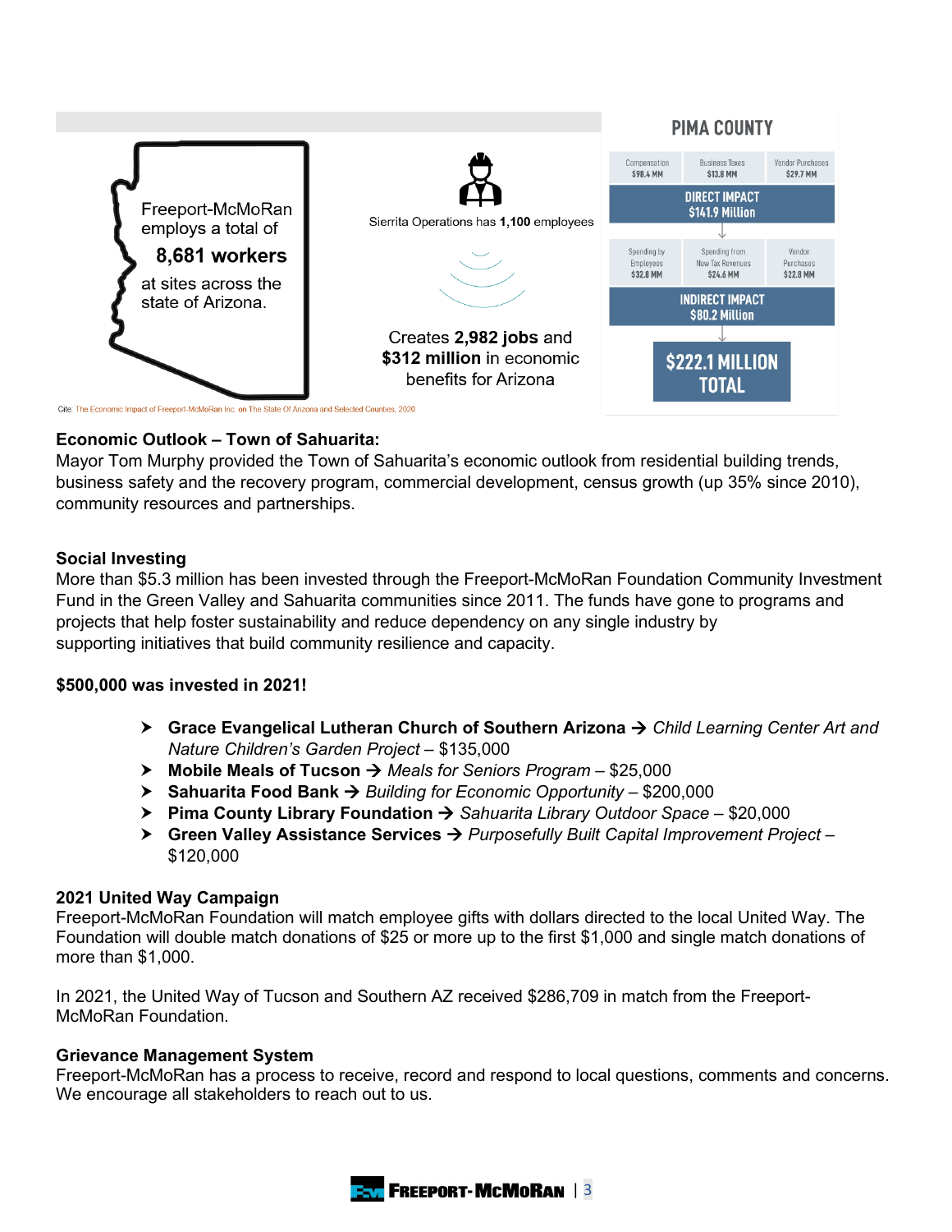Freeport-McMoRan employs a total of **8,681 workers** at sites across the state of Arizona.

Sierrita Operations has **1,100** employees

Creates **2,982 jobs** and **$312 million** in economic benefits for Arizona

**PIMA COUNTY**

Compensation $98.4 MM

Business Taxes $13.8 MM

Vendor Purchases $29.7 MM

**DIRECT IMPACT $141.9 Million**

Spending by Employees $32.8 MM

Spending from New Tax Revenues $24.6 MM

Vendor Purchases $22.8 MM

**INDIRECT IMPACT $80.2 Million**

**$222.1 MILLION TOTAL**

Cite: The Economic Impact of Freeport-McMoRan Inc. on The State Of Arizona and Selected Counties, 2020

### Economic Outlook – Town of Sahuarita:

Mayor Tom Murphy provided the Town of Sahuarita's economic outlook from residential building trends, business safety and the recovery program, commercial development, census growth (up 35% since 2010), community resources and partnerships.

### Social Investing

More than $5.3 million has been invested through the Freeport-McMoRan Foundation Community Investment Fund in the Green Valley and Sahuarita communities since 2011. The funds have gone to programs and projects that help foster sustainability and reduce dependency on any single industry by supporting initiatives that build community resilience and capacity.

**$500,000 was invested in 2021!**

- **Grace Evangelical Lutheran Church of Southern Arizona →** *Child Learning Center Art and Nature Children's Garden Project* – $135,000
- **Mobile Meals of Tucson →** *Meals for Seniors Program* – $25,000
- **Sahuarita Food Bank →** *Building for Economic Opportunity* – $200,000
- **Pima County Library Foundation →** *Sahuarita Library Outdoor Space* – $20,000
- **Green Valley Assistance Services →** *Purposefully Built Capital Improvement Project* – $120,000

### 2021 United Way Campaign

Freeport-McMoRan Foundation will match employee gifts with dollars directed to the local United Way. The Foundation will double match donations of $25 or more up to the first $1,000 and single match donations of more than $1,000.

In 2021, the United Way of Tucson and Southern AZ received $286,709 in match from the Freeport-McMoRan Foundation.

### Grievance Management System

Freeport-McMoRan has a process to receive, record and respond to local questions, comments and concerns. We encourage all stakeholders to reach out to us.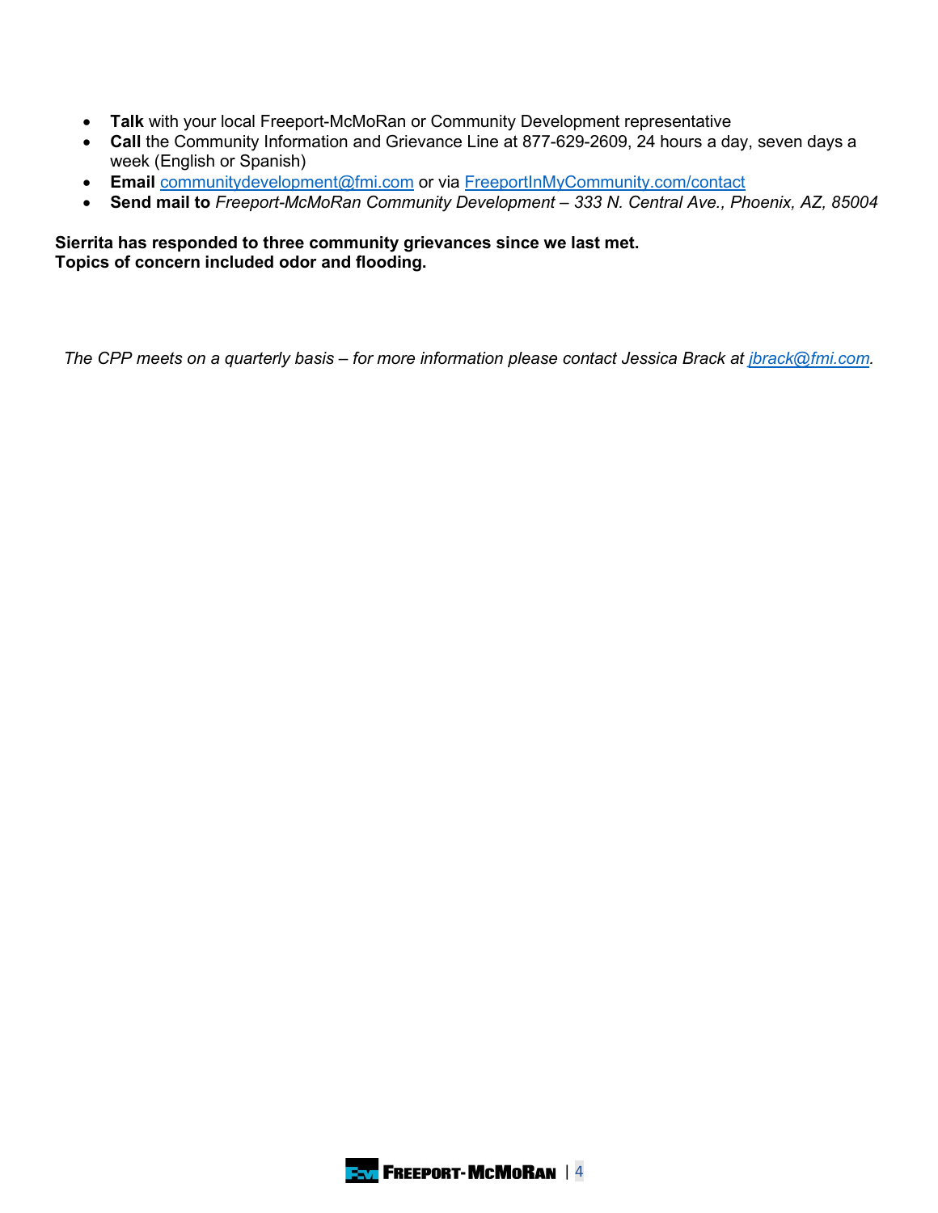- **Talk** with your local Freeport-McMoRan or Community Development representative
- **Call** the Community Information and Grievance Line at 877-629-2609, 24 hours a day, seven days a week (English or Spanish)
- **Email** communitydevelopment@fmi.com or via FreeportInMyCommunity.com/contact
- **Send mail to** *Freeport-McMoRan Community Development – 333 N. Central Ave., Phoenix, AZ, 85004*

**Sierrita has responded to three community grievances since we last met.**
**Topics of concern included odor and flooding.**

*The CPP meets on a quarterly basis – for more information please contact Jessica Brack at jbrack@fmi.com.*